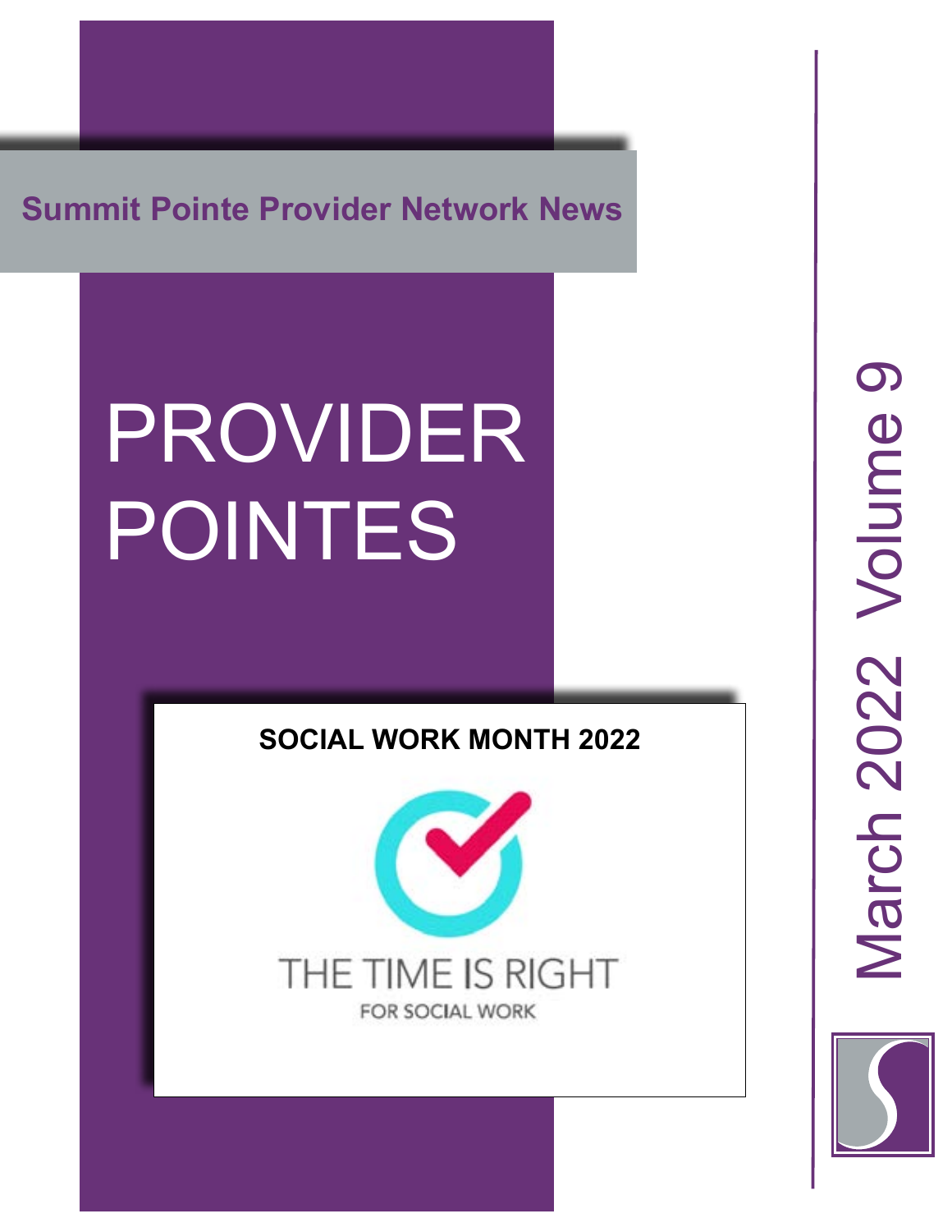Summit Pointe Provider Network News

# PROVIDER POINTES

March 2022 Volume 9

**SOCIAL WORK MONTH 2022**

THE TIME IS RIGHT

FOR SOCIAL WORK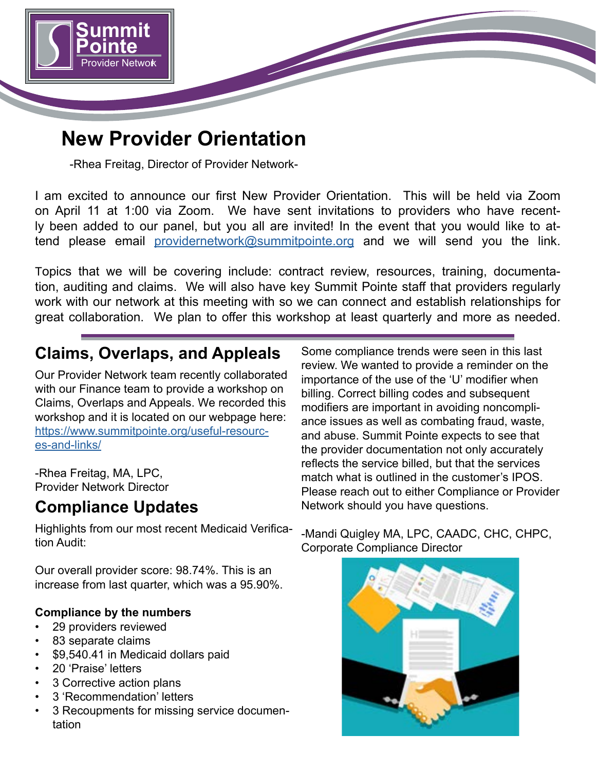# New Provider Orientation

-Rhea Freitag, Director of Provider Network-

I am excited to announce our first New Provider Orientation. This will be held via Zoom on April 11 at 1:00 via Zoom. We have sent invitations to providers who have recently been added to our panel, but you all are invited! In the event that you would like to attend please email providernetwork@summitpointe.org and we will send you the link.

Topics that we will be covering include: contract review, resources, training, documentation, auditing and claims. We will also have key Summit Pointe staff that providers regularly work with our network at this meeting with so we can connect and establish relationships for great collaboration. We plan to offer this workshop at least quarterly and more as needed.

## Claims, Overlaps, and Appleals

Our Provider Network team recently collaborated with our Finance team to provide a workshop on Claims, Overlaps and Appeals. We recorded this workshop and it is located on our webpage here: https://www.summitpointe.org/useful-resources-and-links/

-Rhea Freitag, MA, LPC,
Provider Network Director

## Compliance Updates

Highlights from our most recent Medicaid Verification Audit:

Our overall provider score: 98.74%. This is an increase from last quarter, which was a 95.90%.

**Compliance by the numbers**

- 29 providers reviewed
- 83 separate claims
- $9,540.41 in Medicaid dollars paid
- 20 'Praise' letters
- 3 Corrective action plans
- 3 'Recommendation' letters
- 3 Recoupments for missing service documentation

Some compliance trends were seen in this last review. We wanted to provide a reminder on the importance of the use of the 'U' modifier when billing. Correct billing codes and subsequent modifiers are important in avoiding noncompliance issues as well as combating fraud, waste, and abuse. Summit Pointe expects to see that the provider documentation not only accurately reflects the service billed, but that the services match what is outlined in the customer's IPOS. Please reach out to either Compliance or Provider Network should you have questions.

-Mandi Quigley MA, LPC, CAADC, CHC, CHPC,
Corporate Compliance Director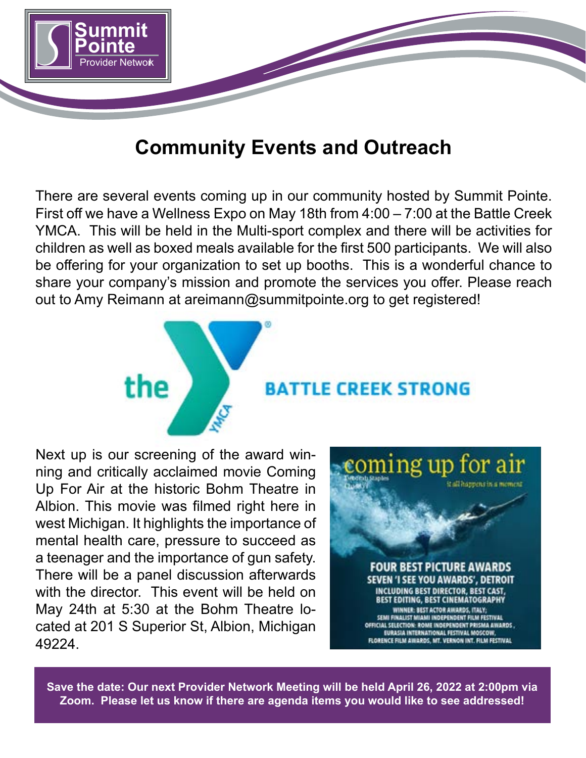# Community Events and Outreach

There are several events coming up in our community hosted by Summit Pointe. First off we have a Wellness Expo on May 18th from 4:00 – 7:00 at the Battle Creek YMCA. This will be held in the Multi-sport complex and there will be activities for children as well as boxed meals available for the first 500 participants. We will also be offering for your organization to set up booths. This is a wonderful chance to share your company's mission and promote the services you offer. Please reach out to Amy Reimann at areimann@summitpointe.org to get registered!

Next up is our screening of the award winning and critically acclaimed movie Coming Up For Air at the historic Bohm Theatre in Albion. This movie was filmed right here in west Michigan. It highlights the importance of mental health care, pressure to succeed as a teenager and the importance of gun safety. There will be a panel discussion afterwards with the director. This event will be held on May 24th at 5:30 at the Bohm Theatre located at 201 S Superior St, Albion, Michigan 49224.

**Save the date: Our next Provider Network Meeting will be held April 26, 2022 at 2:00pm via Zoom. Please let us know if there are agenda items you would like to see addressed!**